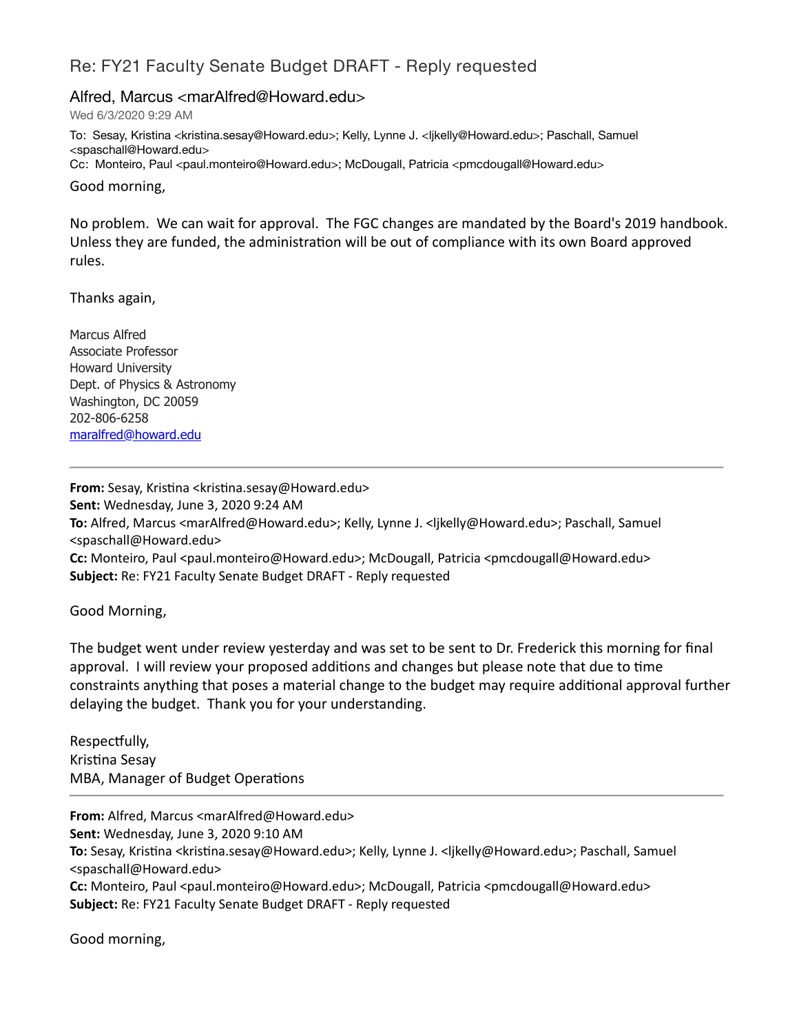# Re: FY21 Faculty Senate Budget DRAFT - Reply requested

## Alfred, Marcus <marAlfred@Howard.edu>

Wed 6/3/2020 9:29 AM

To: Sesay, Kristina <kristina.sesay@Howard.edu>; Kelly, Lynne J. <ljkelly@Howard.edu>; Paschall, Samuel <spaschall@Howard.edu>
Cc: Monteiro, Paul <paul.monteiro@Howard.edu>; McDougall, Patricia <pmcdougall@Howard.edu>

Good morning,

No problem. We can wait for approval. The FGC changes are mandated by the Board's 2019 handbook. Unless they are funded, the administration will be out of compliance with its own Board approved rules.

Thanks again,

Marcus Alfred
Associate Professor
Howard University
Dept. of Physics & Astronomy
Washington, DC 20059
202-806-6258
maralfred@howard.edu

---

**From:** Sesay, Kristina <kristina.sesay@Howard.edu>
**Sent:** Wednesday, June 3, 2020 9:24 AM
**To:** Alfred, Marcus <marAlfred@Howard.edu>; Kelly, Lynne J. <ljkelly@Howard.edu>; Paschall, Samuel <spaschall@Howard.edu>
**Cc:** Monteiro, Paul <paul.monteiro@Howard.edu>; McDougall, Patricia <pmcdougall@Howard.edu>
**Subject:** Re: FY21 Faculty Senate Budget DRAFT - Reply requested

Good Morning,

The budget went under review yesterday and was set to be sent to Dr. Frederick this morning for final approval. I will review your proposed additions and changes but please note that due to time constraints anything that poses a material change to the budget may require additional approval further delaying the budget. Thank you for your understanding.

Respectfully,
Kristina Sesay
MBA, Manager of Budget Operations

---

**From:** Alfred, Marcus <marAlfred@Howard.edu>
**Sent:** Wednesday, June 3, 2020 9:10 AM
**To:** Sesay, Kristina <kristina.sesay@Howard.edu>; Kelly, Lynne J. <ljkelly@Howard.edu>; Paschall, Samuel <spaschall@Howard.edu>
**Cc:** Monteiro, Paul <paul.monteiro@Howard.edu>; McDougall, Patricia <pmcdougall@Howard.edu>
**Subject:** Re: FY21 Faculty Senate Budget DRAFT - Reply requested

Good morning,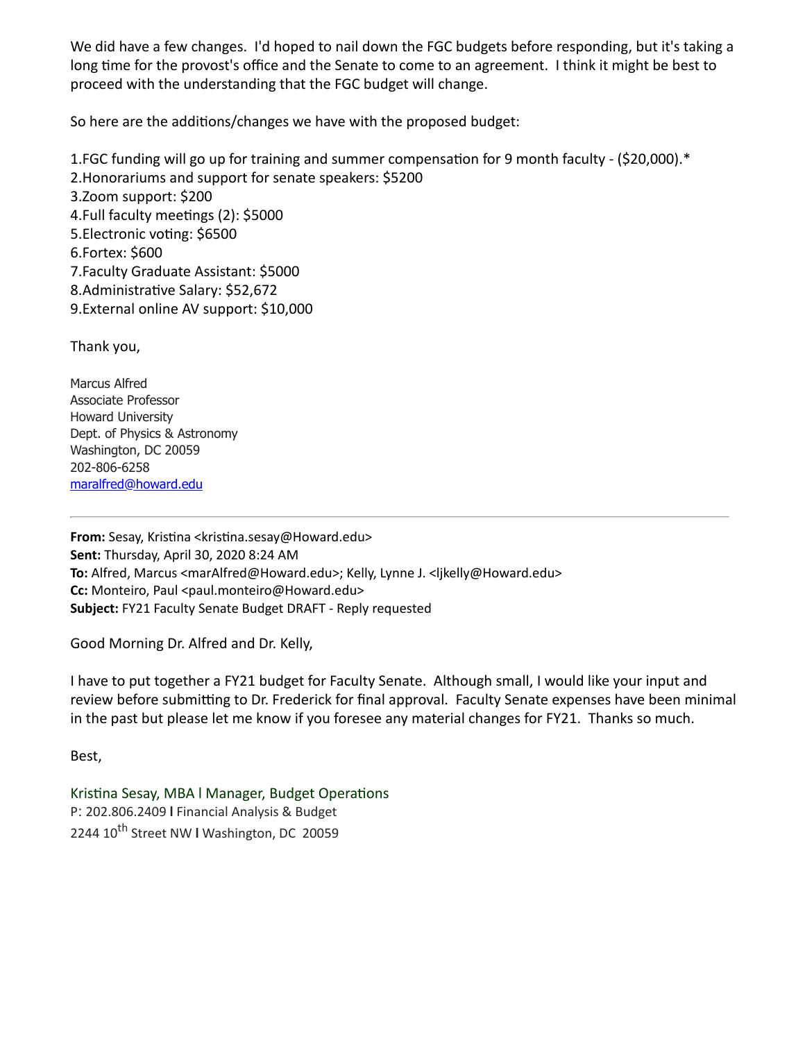We did have a few changes. I'd hoped to nail down the FGC budgets before responding, but it's taking a long time for the provost's office and the Senate to come to an agreement. I think it might be best to proceed with the understanding that the FGC budget will change.

So here are the additions/changes we have with the proposed budget:

1. FGC funding will go up for training and summer compensation for 9 month faculty - ($20,000).*
2. Honorariums and support for senate speakers: $5200
3. Zoom support: $200
4. Full faculty meetings (2): $5000
5. Electronic voting: $6500
6. Fortex: $600
7. Faculty Graduate Assistant: $5000
8. Administrative Salary: $52,672
9. External online AV support: $10,000

Thank you,

Marcus Alfred
Associate Professor
Howard University
Dept. of Physics & Astronomy
Washington, DC 20059
202-806-6258
maralfred@howard.edu

---

**From:** Sesay, Kristina <kristina.sesay@Howard.edu>
**Sent:** Thursday, April 30, 2020 8:24 AM
**To:** Alfred, Marcus <marAlfred@Howard.edu>; Kelly, Lynne J. <ljkelly@Howard.edu>
**Cc:** Monteiro, Paul <paul.monteiro@Howard.edu>
**Subject:** FY21 Faculty Senate Budget DRAFT - Reply requested

Good Morning Dr. Alfred and Dr. Kelly,

I have to put together a FY21 budget for Faculty Senate. Although small, I would like your input and review before submitting to Dr. Frederick for final approval. Faculty Senate expenses have been minimal in the past but please let me know if you foresee any material changes for FY21. Thanks so much.

Best,

Kristina Sesay, MBA l Manager, Budget Operations
P: 202.806.2409 l Financial Analysis & Budget
2244 10th Street NW l Washington, DC 20059